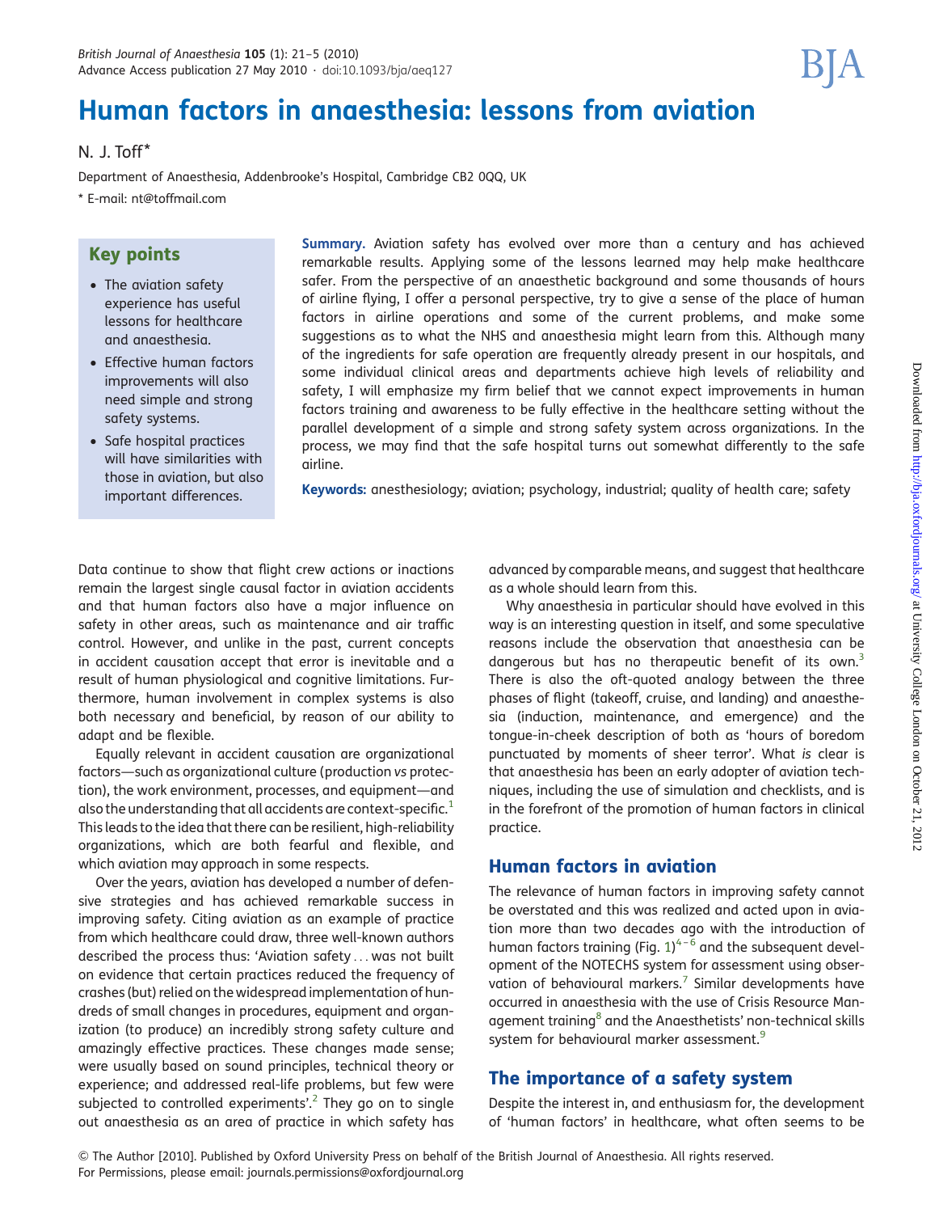# Human factors in anaesthesia: lessons from aviation

N. J. Toff*

Department of Anaesthesia, Addenbrooke's Hospital, Cambridge CB2 0QQ, UK

* E-mail: nt@toffmail.com

## Key points

- The aviation safety experience has useful lessons for healthcare and anaesthesia.
- Effective human factors improvements will also need simple and strong safety systems.
- Safe hospital practices will have similarities with those in aviation, but also important differences.

**Summary.** Aviation safety has evolved over more than a century and has achieved remarkable results. Applying some of the lessons learned may help make healthcare safer. From the perspective of an anaesthetic background and some thousands of hours of airline flying, I offer a personal perspective, try to give a sense of the place of human factors in airline operations and some of the current problems, and make some suggestions as to what the NHS and anaesthesia might learn from this. Although many of the ingredients for safe operation are frequently already present in our hospitals, and some individual clinical areas and departments achieve high levels of reliability and safety, I will emphasize my firm belief that we cannot expect improvements in human factors training and awareness to be fully effective in the healthcare setting without the parallel development of a simple and strong safety system across organizations. In the process, we may find that the safe hospital turns out somewhat differently to the safe airline.

**Keywords:** anesthesiology; aviation; psychology, industrial; quality of health care; safety

Data continue to show that flight crew actions or inactions remain the largest single causal factor in aviation accidents and that human factors also have a major influence on safety in other areas, such as maintenance and air traffic control. However, and unlike in the past, current concepts in accident causation accept that error is inevitable and a result of human physiological and cognitive limitations. Furthermore, human involvement in complex systems is also both necessary and beneficial, by reason of our ability to adapt and be flexible.

Equally relevant in accident causation are organizational factors—such as organizational culture (production *vs* protection), the work environment, processes, and equipment—and also the understanding that all accidents are context-specific.[1] This leads to the idea that there can be resilient, high-reliability organizations, which are both fearful and flexible, and which aviation may approach in some respects.

Over the years, aviation has developed a number of defensive strategies and has achieved remarkable success in improving safety. Citing aviation as an example of practice from which healthcare could draw, three well-known authors described the process thus: 'Aviation safety ... was not built on evidence that certain practices reduced the frequency of crashes (but) relied on the widespread implementation of hundreds of small changes in procedures, equipment and organization (to produce) an incredibly strong safety culture and amazingly effective practices. These changes made sense; were usually based on sound principles, technical theory or experience; and addressed real-life problems, but few were subjected to controlled experiments'.[2] They go on to single out anaesthesia as an area of practice in which safety has advanced by comparable means, and suggest that healthcare as a whole should learn from this.

Why anaesthesia in particular should have evolved in this way is an interesting question in itself, and some speculative reasons include the observation that anaesthesia can be dangerous but has no therapeutic benefit of its own.[3] There is also the oft-quoted analogy between the three phases of flight (takeoff, cruise, and landing) and anaesthesia (induction, maintenance, and emergence) and the tongue-in-cheek description of both as 'hours of boredom punctuated by moments of sheer terror'. What *is* clear is that anaesthesia has been an early adopter of aviation techniques, including the use of simulation and checklists, and is in the forefront of the promotion of human factors in clinical practice.

## Human factors in aviation

The relevance of human factors in improving safety cannot be overstated and this was realized and acted upon in aviation more than two decades ago with the introduction of human factors training (Fig. 1)[4–6] and the subsequent development of the NOTECHS system for assessment using observation of behavioural markers.[7] Similar developments have occurred in anaesthesia with the use of Crisis Resource Management training[8] and the Anaesthetists' non-technical skills system for behavioural marker assessment.[9]

## The importance of a safety system

Despite the interest in, and enthusiasm for, the development of 'human factors' in healthcare, what often seems to be

© The Author [2010]. Published by Oxford University Press on behalf of the British Journal of Anaesthesia. All rights reserved. For Permissions, please email: journals.permissions@oxfordjournal.org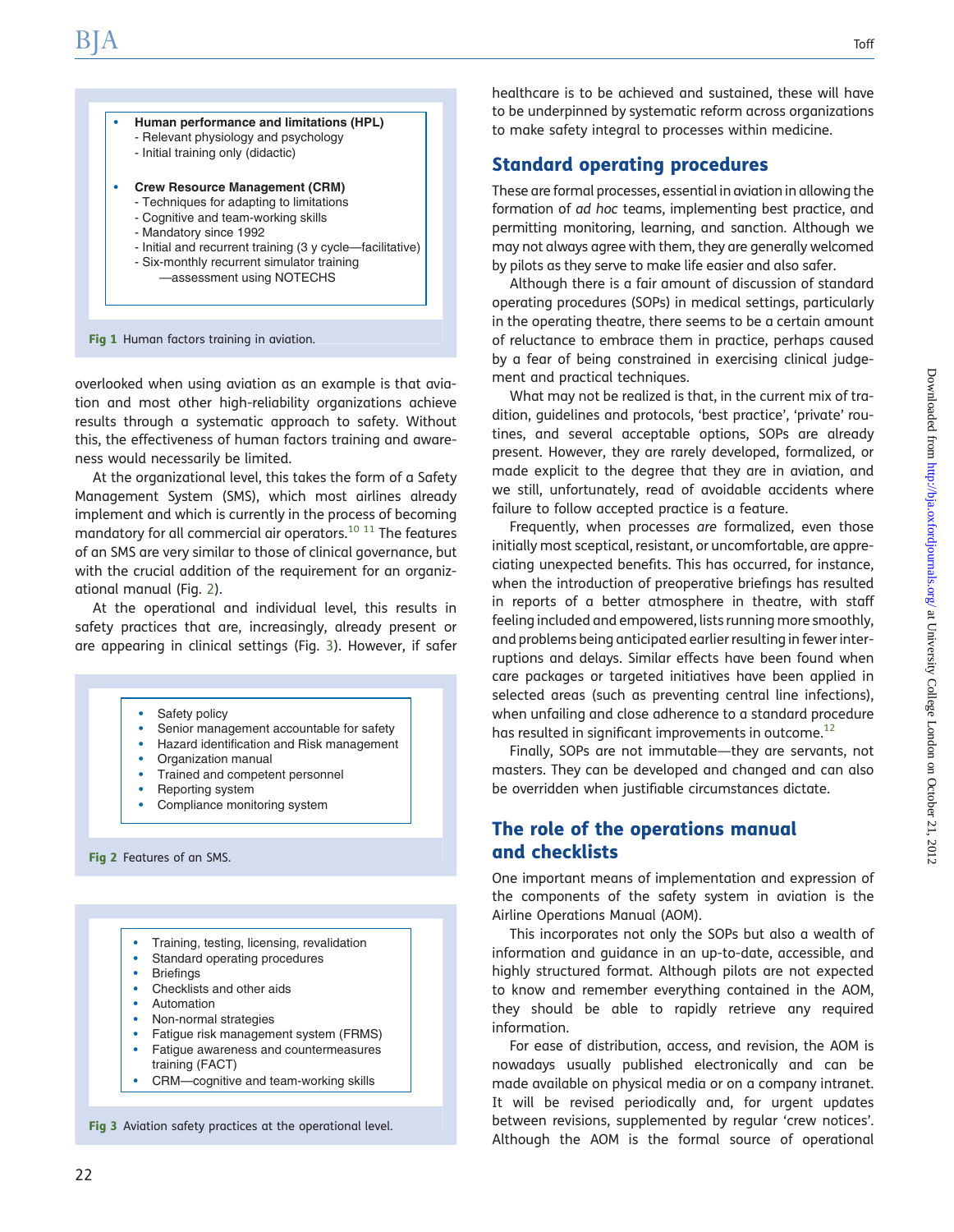- **Human performance and limitations (HPL)**
  - Relevant physiology and psychology
  - Initial training only (didactic)
- **Crew Resource Management (CRM)**
  - Techniques for adapting to limitations
  - Cognitive and team-working skills
  - Mandatory since 1992
  - Initial and recurrent training (3 y cycle—facilitative)
  - Six-monthly recurrent simulator training —assessment using NOTECHS

**Fig 1** Human factors training in aviation.

overlooked when using aviation as an example is that aviation and most other high-reliability organizations achieve results through a systematic approach to safety. Without this, the effectiveness of human factors training and awareness would necessarily be limited.

At the organizational level, this takes the form of a Safety Management System (SMS), which most airlines already implement and which is currently in the process of becoming mandatory for all commercial air operators.[10 11] The features of an SMS are very similar to those of clinical governance, but with the crucial addition of the requirement for an organizational manual (Fig. 2).

At the operational and individual level, this results in safety practices that are, increasingly, already present or are appearing in clinical settings (Fig. 3). However, if safer healthcare is to be achieved and sustained, these will have to be underpinned by systematic reform across organizations to make safety integral to processes within medicine.

- Safety policy
- Senior management accountable for safety
- Hazard identification and Risk management
- Organization manual
- Trained and competent personnel
- Reporting system
- Compliance monitoring system

**Fig 2** Features of an SMS.

- Training, testing, licensing, revalidation
- Standard operating procedures
- Briefings
- Checklists and other aids
- Automation
- Non-normal strategies
- Fatigue risk management system (FRMS)
- Fatigue awareness and countermeasures training (FACT)
- CRM—cognitive and team-working skills

**Fig 3** Aviation safety practices at the operational level.

## Standard operating procedures

These are formal processes, essential in allowing the formation of *ad hoc* teams, implementing best practice, and permitting monitoring, learning, and sanction. Although we may not always agree with them, they are generally welcomed by pilots as they serve to make life easier and also safer.

Although there is a fair amount of discussion of standard operating procedures (SOPs) in medical settings, particularly in the operating theatre, there seems to be a certain amount of reluctance to embrace them in practice, perhaps caused by a fear of being constrained in exercising clinical judgement and practical techniques.

What may not be realized is that, in the current mix of tradition, guidelines and protocols, 'best practice', 'private' routines, and several acceptable options, SOPs are already present. However, they are rarely developed, formalized, or made explicit to the degree that they are in aviation, and we still, unfortunately, read of avoidable accidents where failure to follow accepted practice is a feature.

Frequently, when processes *are* formalized, even those initially most sceptical, resistant, or uncomfortable, are appreciating unexpected benefits. This has occurred, for instance, when the introduction of preoperative briefings has resulted in reports of a better atmosphere in theatre, with staff feeling included and empowered, lists running more smoothly, and problems being anticipated earlier resulting in fewer interruptions and delays. Similar effects have been found when care packages or targeted initiatives have been applied in selected areas (such as preventing central line infections), when unfailing and close adherence to a standard procedure has resulted in significant improvements in outcome.[12]

Finally, SOPs are not immutable—they are servants, not masters. They can be developed and changed and can also be overridden when justifiable circumstances dictate.

## The role of the operations manual and checklists

One important means of implementation and expression of the components of the safety system in aviation is the Airline Operations Manual (AOM).

This incorporates not only the SOPs but also a wealth of information and guidance in an up-to-date, accessible, and highly structured format. Although pilots are not expected to know and remember everything contained in the AOM, they should be able to rapidly retrieve any required information.

For ease of distribution, access, and revision, the AOM is nowadays usually published electronically and can be made available on physical media or on a company intranet. It will be revised periodically and, for urgent updates between revisions, supplemented by regular 'crew notices'. Although the AOM is the formal source of operational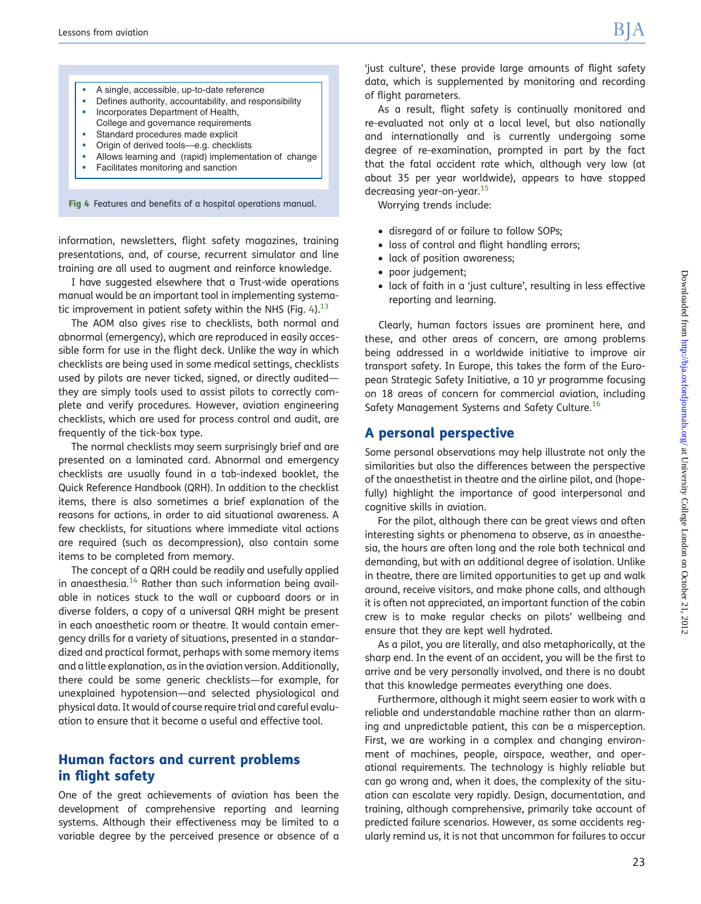- A single, accessible, up-to-date reference
- Defines authority, accountability, and responsibility
- Incorporates Department of Health, College and governance requirements
- Standard procedures made explicit
- Origin of derived tools—e.g. checklists
- Allows learning and (rapid) implementation of change
- Facilitates monitoring and sanction

**Fig 4** Features and benefits of a hospital operations manual.

information, newsletters, flight safety magazines, training presentations, and, of course, recurrent simulator and line training are all used to augment and reinforce knowledge.

I have suggested elsewhere that a Trust-wide operations manual would be an important tool in implementing systematic improvement in patient safety within the NHS (Fig. 4).[13]

The AOM also gives rise to checklists, both normal and abnormal (emergency), which are reproduced in easily accessible form for use in the flight deck. Unlike the way in which checklists are being used in some medical settings, checklists used by pilots are never ticked, signed, or directly audited—they are simply tools used to assist pilots to correctly complete and verify procedures. However, aviation engineering checklists, which are used for process control and audit, are frequently of the tick-box type.

The normal checklists may seem surprisingly brief and are presented on a laminated card. Abnormal and emergency checklists are usually found in a tab-indexed booklet, the Quick Reference Handbook (QRH). In addition to the checklist items, there is also sometimes a brief explanation of the reasons for actions, in order to aid situational awareness. A few checklists, for situations where immediate vital actions are required (such as decompression), also contain some items to be completed from memory.

The concept of a QRH could be readily and usefully applied in anaesthesia.[14] Rather than such information being available in notices stuck to the wall or cupboard doors or in diverse folders, a copy of a universal QRH might be present in each anaesthetic room or theatre. It would contain emergency drills for a variety of situations, presented in a standardized and practical format, perhaps with some memory items and a little explanation, as in the aviation version. Additionally, there could be some generic checklists—for example, for unexplained hypotension—and selected physiological and physical data. It would of course require trial and careful evaluation to ensure that it became a useful and effective tool.

## Human factors and current problems in flight safety

One of the great achievements of aviation has been the development of comprehensive reporting and learning systems. Although their effectiveness may be limited to a variable degree by the perceived presence or absence of a 'just culture', these provide large amounts of flight safety data, which is supplemented by monitoring and recording of flight parameters.

As a result, flight safety is continually monitored and re-evaluated not only at a local level, but also nationally and internationally and is currently undergoing some degree of re-examination, prompted in part by the fact that the fatal accident rate which, although very low (at about 35 per year worldwide), appears to have stopped decreasing year-on-year.[15]

Worrying trends include:

- disregard of or failure to follow SOPs;
- loss of control and flight handling errors;
- lack of position awareness;
- poor judgement;
- lack of faith in a 'just culture', resulting in less effective reporting and learning.

Clearly, human factors issues are prominent here, and these, and other areas of concern, are among problems being addressed in a worldwide initiative to improve air transport safety. In Europe, this takes the form of the European Strategic Safety Initiative, a 10 yr programme focusing on 18 areas of concern for commercial aviation, including Safety Management Systems and Safety Culture.[16]

## A personal perspective

Some personal observations may help illustrate not only the similarities but also the differences between the perspective of the anaesthetist in theatre and the airline pilot, and (hopefully) highlight the importance of good interpersonal and cognitive skills in aviation.

For the pilot, although there can be great views and often interesting sights or phenomena to observe, as in anaesthesia, the hours are often long and the role both technical and demanding, but with an additional degree of isolation. Unlike in theatre, there are limited opportunities to get up and walk around, receive visitors, and make phone calls, and although it is often not appreciated, an important function of the cabin crew is to make regular checks on pilots' wellbeing and ensure that they are kept well hydrated.

As a pilot, you are literally, and also metaphorically, at the sharp end. In the event of an accident, you will be the first to arrive and be very personally involved, and there is no doubt that this knowledge permeates everything one does.

Furthermore, although it might seem easier to work with a reliable and understandable machine rather than an alarming and unpredictable patient, this can be a misperception. First, we are working in a complex and changing environment of machines, people, airspace, weather, and operational requirements. The technology is highly reliable but can go wrong and, when it does, the complexity of the situation can escalate very rapidly. Design, documentation, and training, although comprehensive, primarily take account of predicted failure scenarios. However, as some accidents regularly remind us, it is not that uncommon for failures to occur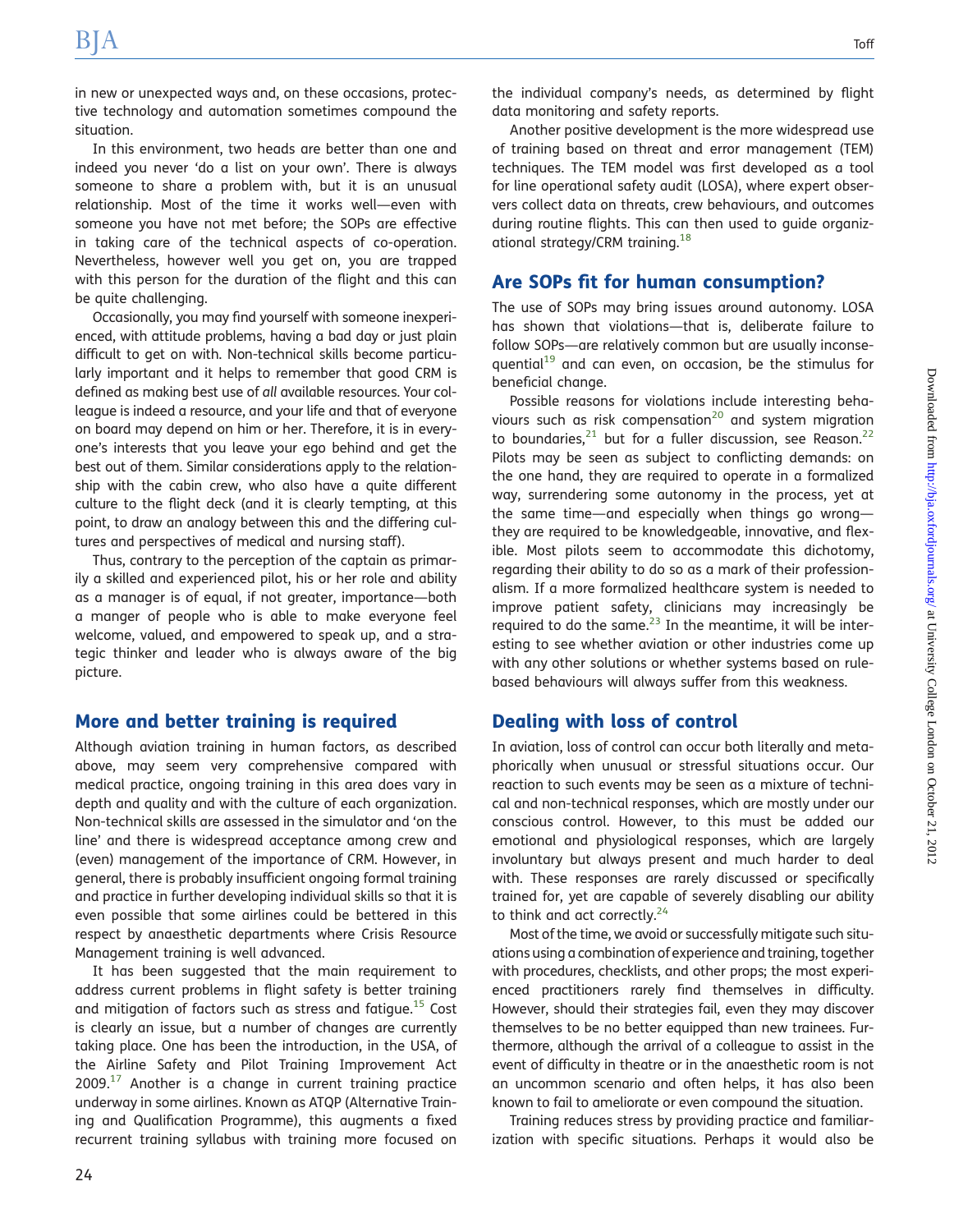in new or unexpected ways and, on these occasions, protective technology and automation sometimes compound the situation.

In this environment, two heads are better than one and indeed you never 'do a list on your own'. There is always someone to share a problem with, but it is an unusual relationship. Most of the time it works well—even with someone you have not met before; the SOPs are effective in taking care of the technical aspects of co-operation. Nevertheless, however well you get on, you are trapped with this person for the duration of the flight and this can be quite challenging.

Occasionally, you may find yourself with someone inexperienced, with attitude problems, having a bad day or just plain difficult to get on with. Non-technical skills become particularly important and it helps to remember that good CRM is defined as making best use of *all* available resources. Your colleague is indeed a resource, and your life and that of everyone on board may depend on him or her. Therefore, it is in everyone's interests that you leave your ego behind and get the best out of them. Similar considerations apply to the relationship with the cabin crew, who also have a quite different culture to the flight deck (and it is clearly tempting, at this point, to draw an analogy between this and the differing cultures and perspectives of medical and nursing staff).

Thus, contrary to the perception of the captain as primarily a skilled and experienced pilot, his or her role and ability as a manager is of equal, if not greater, importance—both a manger of people who is able to make everyone feel welcome, valued, and empowered to speak up, and a strategic thinker and leader who is always aware of the big picture.

## More and better training is required

Although aviation training in human factors, as described above, may seem very comprehensive compared with medical practice, ongoing training in this area does vary in depth and quality and with the culture of each organization. Non-technical skills are assessed in the simulator and 'on the line' and there is widespread acceptance among crew and (even) management of the importance of CRM. However, in general, there is probably insufficient ongoing formal training and practice in further developing individual skills so that it is even possible that some airlines could be bettered in this respect by anaesthetic departments where Crisis Resource Management training is well advanced.

It has been suggested that the main requirement to address current problems in flight safety is better training and mitigation of factors such as stress and fatigue.[15] Cost is clearly an issue, but a number of changes are currently taking place. One has been the introduction, in the USA, of the Airline Safety and Pilot Training Improvement Act 2009.[17] Another is a change in current training practice underway in some airlines. Known as ATQP (Alternative Training and Qualification Programme), this augments a fixed recurrent training syllabus with training more focused on the individual company's needs, as determined by flight data monitoring and safety reports.

Another positive development is the more widespread use of training based on threat and error management (TEM) techniques. The TEM model was first developed as a tool for line operational safety audit (LOSA), where expert observers collect data on threats, crew behaviours, and outcomes during routine flights. This can then used to guide organizational strategy/CRM training.[18]

## Are SOPs fit for human consumption?

The use of SOPs may bring issues around autonomy. LOSA has shown that violations—that is, deliberate failure to follow SOPs—are relatively common but are usually inconsequential[19] and can even, on occasion, be the stimulus for beneficial change.

Possible reasons for violations include interesting behaviours such as risk compensation[20] and system migration to boundaries,[21] but for a fuller discussion, see Reason.[22] Pilots may be seen as subject to conflicting demands: on the one hand, they are required to operate in a formalized way, surrendering some autonomy in the process, yet at the same time—and especially when things go wrong—they are required to be knowledgeable, innovative, and flexible. Most pilots seem to accommodate this dichotomy, regarding their ability to do so as a mark of their professionalism. If a more formalized healthcare system is needed to improve patient safety, clinicians may increasingly be required to do the same.[23] In the meantime, it will be interesting to see whether aviation or other industries come up with any other solutions or whether systems based on rule-based behaviours will always suffer from this weakness.

## Dealing with loss of control

In aviation, loss of control can occur both literally and metaphorically when unusual or stressful situations occur. Our reaction to such events may be seen as a mixture of technical and non-technical responses, which are mostly under our conscious control. However, to this must be added our emotional and physiological responses, which are largely involuntary but always present and much harder to deal with. These responses are rarely discussed or specifically trained for, yet are capable of severely disabling our ability to think and act correctly.[24]

Most of the time, we avoid or successfully mitigate such situations using a combination of experience and training, together with procedures, checklists, and other props; the most experienced practitioners rarely find themselves in difficulty. However, should their strategies fail, even they may discover themselves to be no better equipped than new trainees. Furthermore, although the arrival of a colleague to assist in the event of difficulty in theatre or in the anaesthetic room is not an uncommon scenario and often helps, it has also been known to fail to ameliorate or even compound the situation.

Training reduces stress by providing practice and familiarization with specific situations. Perhaps it would also be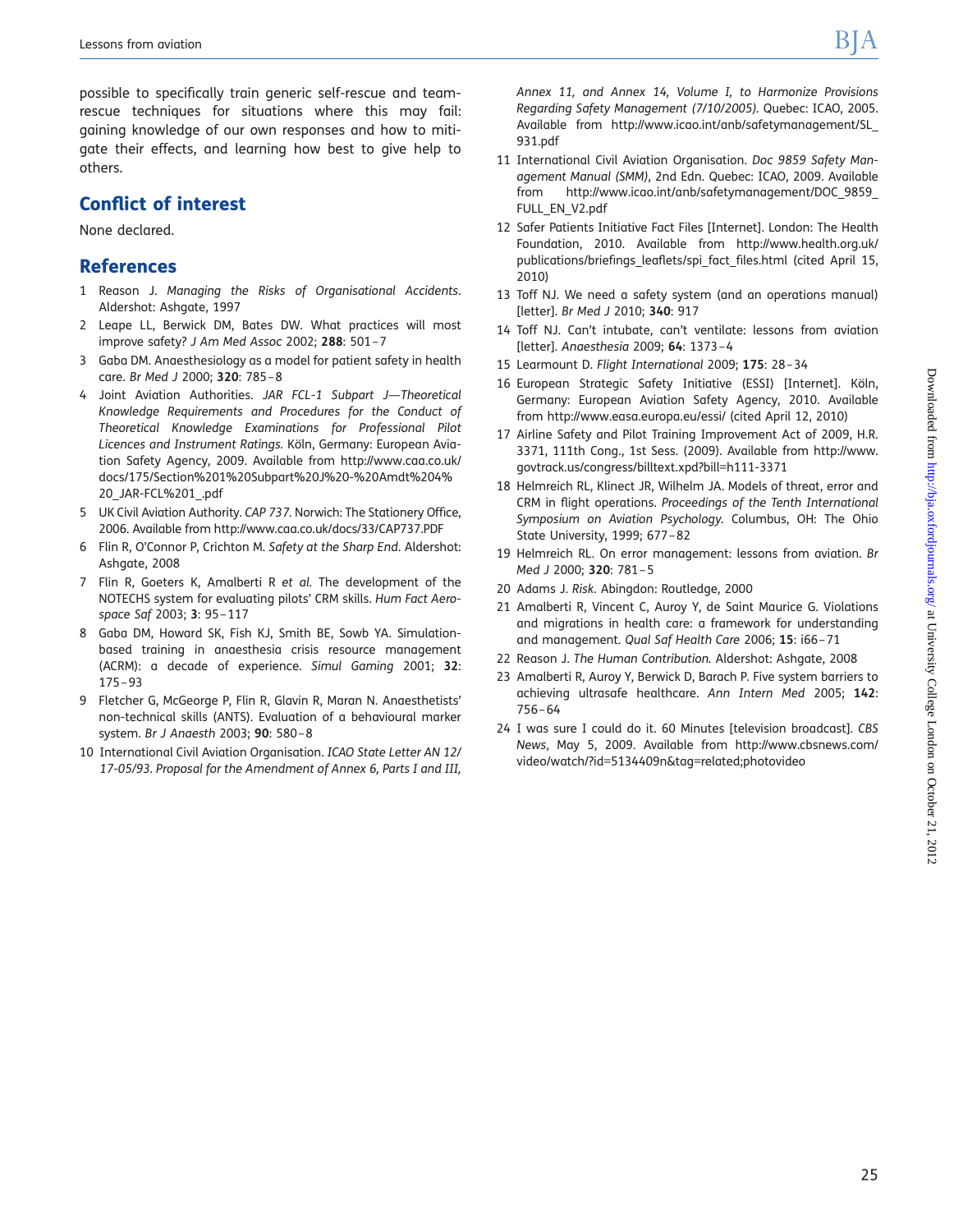possible to specifically train generic self-rescue and team-rescue techniques for situations where this may fail: gaining knowledge of our own responses and how to mitigate their effects, and learning how best to give help to others.

## Conflict of interest

None declared.

## References

1. Reason J. *Managing the Risks of Organisational Accidents*. Aldershot: Ashgate, 1997
2. Leape LL, Berwick DM, Bates DW. What practices will most improve safety? *J Am Med Assoc* 2002; **288**: 501–7
3. Gaba DM. Anaesthesiology as a model for patient safety in health care. *Br Med J* 2000; **320**: 785–8
4. Joint Aviation Authorities. *JAR FCL-1 Subpart J—Theoretical Knowledge Requirements and Procedures for the Conduct of Theoretical Knowledge Examinations for Professional Pilot Licences and Instrument Ratings.* Köln, Germany: European Aviation Safety Agency, 2009. Available from http://www.caa.co.uk/docs/175/Section%201%20Subpart%20J%20-%20Amdt%204%20_JAR-FCL%201_.pdf
5. UK Civil Aviation Authority. *CAP 737*. Norwich: The Stationery Office, 2006. Available from http://www.caa.co.uk/docs/33/CAP737.PDF
6. Flin R, O'Connor P, Crichton M. *Safety at the Sharp End*. Aldershot: Ashgate, 2008
7. Flin R, Goeters K, Amalberti R *et al.* The development of the NOTECHS system for evaluating pilots' CRM skills. *Hum Fact Aerospace Saf* 2003; **3**: 95–117
8. Gaba DM, Howard SK, Fish KJ, Smith BE, Sowb YA. Simulation-based training in anaesthesia crisis resource management (ACRM): a decade of experience. *Simul Gaming* 2001; **32**: 175–93
9. Fletcher G, McGeorge P, Flin R, Glavin R, Maran N. Anaesthetists' non-technical skills (ANTS). Evaluation of a behavioural marker system. *Br J Anaesth* 2003; **90**: 580–8
10. International Civil Aviation Organisation. *ICAO State Letter AN 12/17-05/93. Proposal for the Amendment of Annex 6, Parts I and III, Annex 11, and Annex 14, Volume I, to Harmonize Provisions Regarding Safety Management (7/10/2005).* Quebec: ICAO, 2005. Available from http://www.icao.int/anb/safetymanagement/SL_931.pdf
11. International Civil Aviation Organisation. *Doc 9859 Safety Management Manual (SMM)*, 2nd Edn. Quebec: ICAO, 2009. Available from http://www.icao.int/anb/safetymanagement/DOC_9859_FULL_EN_V2.pdf
12. Safer Patients Initiative Fact Files [Internet]. London: The Health Foundation, 2010. Available from http://www.health.org.uk/publications/briefings_leaflets/spi_fact_files.html (cited April 15, 2010)
13. Toff NJ. We need a safety system (and an operations manual) [letter]. *Br Med J* 2010; **340**: 917
14. Toff NJ. Can't intubate, can't ventilate: lessons from aviation [letter]. *Anaesthesia* 2009; **64**: 1373–4
15. Learmount D. *Flight International* 2009; **175**: 28–34
16. European Strategic Safety Initiative (ESSI) [Internet]. Köln, Germany: European Aviation Safety Agency, 2010. Available from http://www.easa.europa.eu/essi/ (cited April 12, 2010)
17. Airline Safety and Pilot Training Improvement Act of 2009, H.R. 3371, 111th Cong., 1st Sess. (2009). Available from http://www.govtrack.us/congress/billtext.xpd?bill=h111-3371
18. Helmreich RL, Klinect JR, Wilhelm JA. Models of threat, error and CRM in flight operations. *Proceedings of the Tenth International Symposium on Aviation Psychology.* Columbus, OH: The Ohio State University, 1999; 677–82
19. Helmreich RL. On error management: lessons from aviation. *Br Med J* 2000; **320**: 781–5
20. Adams J. *Risk*. Abingdon: Routledge, 2000
21. Amalberti R, Vincent C, Auroy Y, de Saint Maurice G. Violations and migrations in health care: a framework for understanding and management. *Qual Saf Health Care* 2006; **15**: i66–71
22. Reason J. *The Human Contribution.* Aldershot: Ashgate, 2008
23. Amalberti R, Auroy Y, Berwick D, Barach P. Five system barriers to achieving ultrasafe healthcare. *Ann Intern Med* 2005; **142**: 756–64
24. I was sure I could do it. 60 Minutes [television broadcast]. *CBS News*, May 5, 2009. Available from http://www.cbsnews.com/video/watch/?id=5134409n&tag=related;photovideo